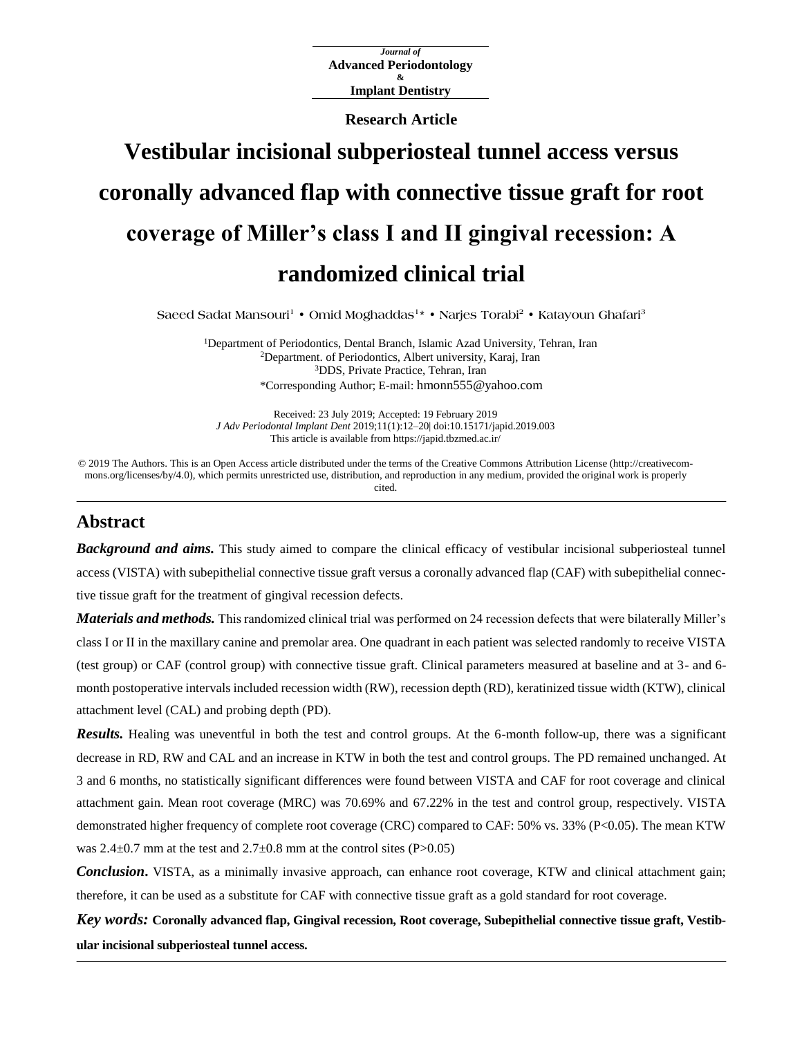*Journal of*
**Advanced Periodontology & Implant Dentistry**

**Research Article**

# Vestibular incisional subperiosteal tunnel access versus coronally advanced flap with connective tissue graft for root coverage of Miller's class I and II gingival recession: A randomized clinical trial

Saeed Sadat Mansouri[1] • Omid Moghaddas[1]* • Narjes Torabi[2] • Katayoun Ghafari[3]

[1]Department of Periodontics, Dental Branch, Islamic Azad University, Tehran, Iran
[2]Department. of Periodontics, Albert university, Karaj, Iran
[3]DDS, Private Practice, Tehran, Iran
*Corresponding Author; E-mail: hmonn555@yahoo.com

Received: 23 July 2019; Accepted: 19 February 2019
*J Adv Periodontal Implant Dent* 2019;11(1):12–20| doi:10.15171/japid.2019.003
This article is available from https://japid.tbzmed.ac.ir/

© 2019 The Authors. This is an Open Access article distributed under the terms of the Creative Commons Attribution License (http://creativecommons.org/licenses/by/4.0), which permits unrestricted use, distribution, and reproduction in any medium, provided the original work is properly cited.

## Abstract

***Background and aims.*** This study aimed to compare the clinical efficacy of vestibular incisional subperiosteal tunnel access (VISTA) with subepithelial connective tissue graft versus a coronally advanced flap (CAF) with subepithelial connective tissue graft for the treatment of gingival recession defects.

***Materials and methods.*** This randomized clinical trial was performed on 24 recession defects that were bilaterally Miller's class I or II in the maxillary canine and premolar area. One quadrant in each patient was selected randomly to receive VISTA (test group) or CAF (control group) with connective tissue graft. Clinical parameters measured at baseline and at 3- and 6-month postoperative intervals included recession width (RW), recession depth (RD), keratinized tissue width (KTW), clinical attachment level (CAL) and probing depth (PD).

***Results.*** Healing was uneventful in both the test and control groups. At the 6-month follow-up, there was a significant decrease in RD, RW and CAL and an increase in KTW in both the test and control groups. The PD remained unchanged. At 3 and 6 months, no statistically significant differences were found between VISTA and CAF for root coverage and clinical attachment gain. Mean root coverage (MRC) was 70.69% and 67.22% in the test and control group, respectively. VISTA demonstrated higher frequency of complete root coverage (CRC) compared to CAF: 50% vs. 33% ($P<0.05$). The mean KTW was 2.4±0.7 mm at the test and 2.7±0.8 mm at the control sites ($P>0.05$)

***Conclusion*.** VISTA, as a minimally invasive approach, can enhance root coverage, KTW and clinical attachment gain; therefore, it can be used as a substitute for CAF with connective tissue graft as a gold standard for root coverage.

***Key words:*** **Coronally advanced flap, Gingival recession, Root coverage, Subepithelial connective tissue graft, Vestibular incisional subperiosteal tunnel access.**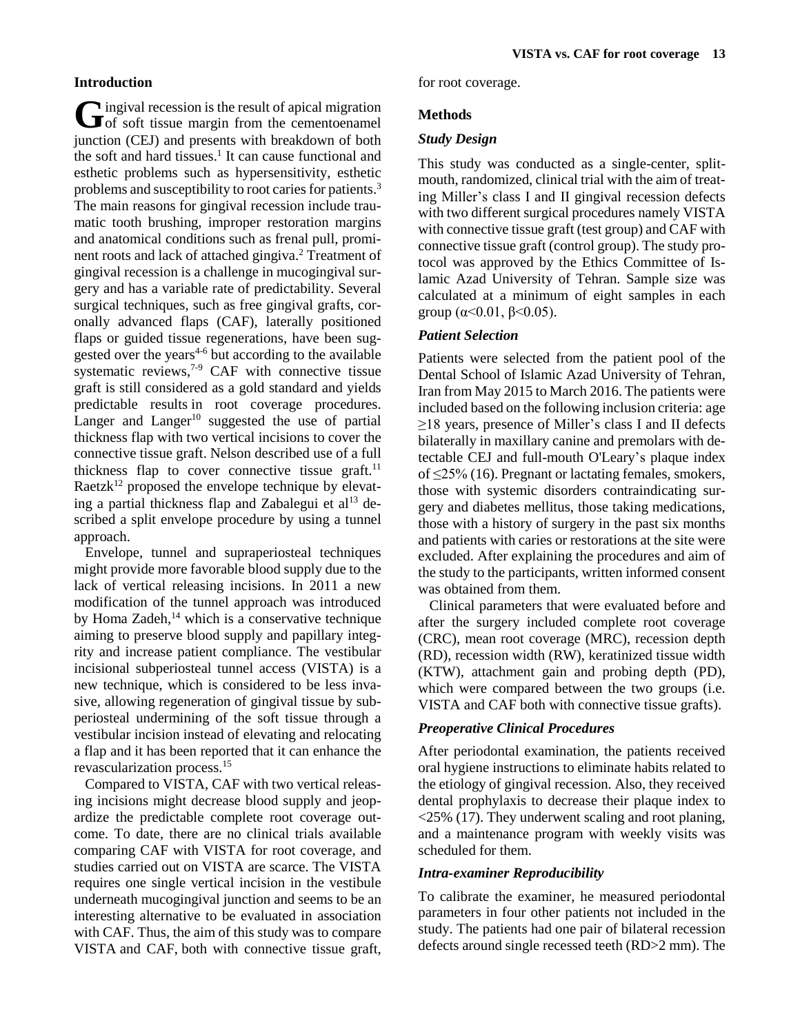## Introduction

Gingival recession is the result of apical migration of soft tissue margin from the cementoenamel junction (CEJ) and presents with breakdown of both the soft and hard tissues.[1] It can cause functional and esthetic problems such as hypersensitivity, esthetic problems and susceptibility to root caries for patients.[3] The main reasons for gingival recession include traumatic tooth brushing, improper restoration margins and anatomical conditions such as frenal pull, prominent roots and lack of attached gingiva.[2] Treatment of gingival recession is a challenge in mucogingival surgery and has a variable rate of predictability. Several surgical techniques, such as free gingival grafts, coronally advanced flaps (CAF), laterally positioned flaps or guided tissue regenerations, have been suggested over the years[4-6] but according to the available systematic reviews,[7-9] CAF with connective tissue graft is still considered as a gold standard and yields predictable results in root coverage procedures. Langer and Langer[10] suggested the use of partial thickness flap with two vertical incisions to cover the connective tissue graft. Nelson described use of a full thickness flap to cover connective tissue graft.[11] Raetzk[12] proposed the envelope technique by elevating a partial thickness flap and Zabalegui et al[13] described a split envelope procedure by using a tunnel approach.

Envelope, tunnel and supraperiosteal techniques might provide more favorable blood supply due to the lack of vertical releasing incisions. In 2011 a new modification of the tunnel approach was introduced by Homa Zadeh,[14] which is a conservative technique aiming to preserve blood supply and papillary integrity and increase patient compliance. The vestibular incisional subperiosteal tunnel access (VISTA) is a new technique, which is considered to be less invasive, allowing regeneration of gingival tissue by subperiosteal undermining of the soft tissue through a vestibular incision instead of elevating and relocating a flap and it has been reported that it can enhance the revascularization process.[15]

Compared to VISTA, CAF with two vertical releasing incisions might decrease blood supply and jeopardize the predictable complete root coverage outcome. To date, there are no clinical trials available comparing CAF with VISTA for root coverage, and studies carried out on VISTA are scarce. The VISTA requires one single vertical incision in the vestibule underneath mucogingival junction and seems to be an interesting alternative to be evaluated in association with CAF. Thus, the aim of this study was to compare VISTA and CAF, both with connective tissue graft, for root coverage.

## Methods

### *Study Design*

This study was conducted as a single-center, split-mouth, randomized, clinical trial with the aim of treating Miller's class I and II gingival recession defects with two different surgical procedures namely VISTA with connective tissue graft (test group) and CAF with connective tissue graft (control group). The study protocol was approved by the Ethics Committee of Islamic Azad University of Tehran. Sample size was calculated at a minimum of eight samples in each group ($\alpha<0.01$, $\beta<0.05$).

### *Patient Selection*

Patients were selected from the patient pool of the Dental School of Islamic Azad University of Tehran, Iran from May 2015 to March 2016. The patients were included based on the following inclusion criteria: age ≥18 years, presence of Miller's class I and II defects bilaterally in maxillary canine and premolars with detectable CEJ and full-mouth O'Leary's plaque index of ≤25% (16). Pregnant or lactating females, smokers, those with systemic disorders contraindicating surgery and diabetes mellitus, those taking medications, those with a history of surgery in the past six months and patients with caries or restorations at the site were excluded. After explaining the procedures and aim of the study to the participants, written informed consent was obtained from them.

Clinical parameters that were evaluated before and after the surgery included complete root coverage (CRC), mean root coverage (MRC), recession depth (RD), recession width (RW), keratinized tissue width (KTW), attachment gain and probing depth (PD), which were compared between the two groups (i.e. VISTA and CAF both with connective tissue grafts).

### *Preoperative Clinical Procedures*

After periodontal examination, the patients received oral hygiene instructions to eliminate habits related to the etiology of gingival recession. Also, they received dental prophylaxis to decrease their plaque index to <25% (17). They underwent scaling and root planing, and a maintenance program with weekly visits was scheduled for them.

### *Intra-examiner Reproducibility*

To calibrate the examiner, he measured periodontal parameters in four other patients not included in the study. The patients had one pair of bilateral recession defects around single recessed teeth (RD>2 mm). The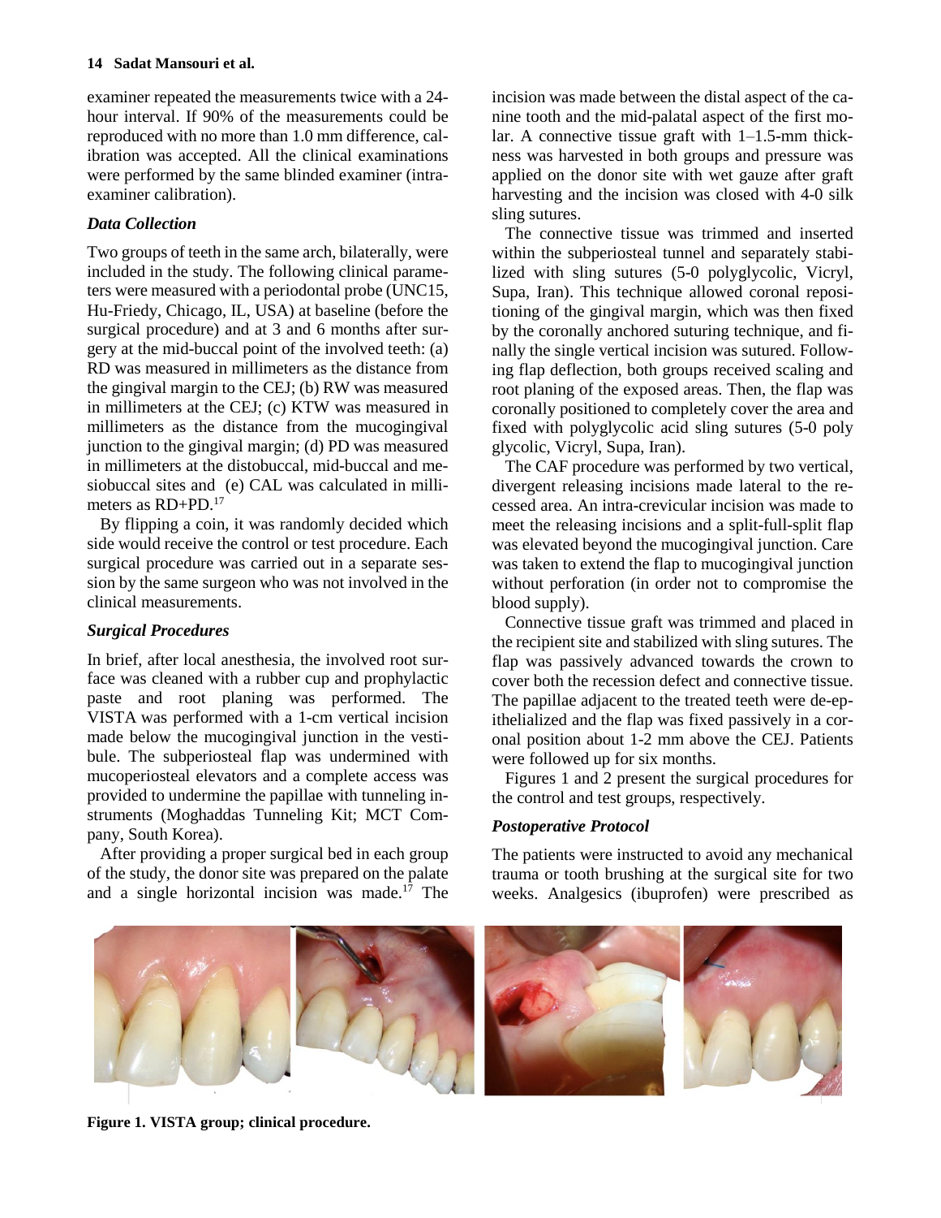examiner repeated the measurements twice with a 24-hour interval. If 90% of the measurements could be reproduced with no more than 1.0 mm difference, calibration was accepted. All the clinical examinations were performed by the same blinded examiner (intra-examiner calibration).

### *Data Collection*

Two groups of teeth in the same arch, bilaterally, were included in the study. The following clinical parameters were measured with a periodontal probe (UNC15, Hu-Friedy, Chicago, IL, USA) at baseline (before the surgical procedure) and at 3 and 6 months after surgery at the mid-buccal point of the involved teeth: (a) RD was measured in millimeters as the distance from the gingival margin to the CEJ; (b) RW was measured in millimeters at the CEJ; (c) KTW was measured in millimeters as the distance from the mucogingival junction to the gingival margin; (d) PD was measured in millimeters at the distobuccal, mid-buccal and mesiobuccal sites and (e) CAL was calculated in millimeters as RD+PD.[17]

By flipping a coin, it was randomly decided which side would receive the control or test procedure. Each surgical procedure was carried out in a separate session by the same surgeon who was not involved in the clinical measurements.

### *Surgical Procedures*

In brief, after local anesthesia, the involved root surface was cleaned with a rubber cup and prophylactic paste and root planing was performed. The VISTA was performed with a 1-cm vertical incision made below the mucogingival junction in the vestibule. The subperiosteal flap was undermined with mucoperiosteal elevators and a complete access was provided to undermine the papillae with tunneling instruments (Moghaddas Tunneling Kit; MCT Company, South Korea).

After providing a proper surgical bed in each group of the study, the donor site was prepared on the palate and a single horizontal incision was made.[17] The incision was made between the distal aspect of the canine tooth and the mid-palatal aspect of the first molar. A connective tissue graft with 1–1.5-mm thickness was harvested in both groups and pressure was applied on the donor site with wet gauze after graft harvesting and the incision was closed with 4-0 silk sling sutures.

The connective tissue was trimmed and inserted within the subperiosteal tunnel and separately stabilized with sling sutures (5-0 polyglycolic, Vicryl, Supa, Iran). This technique allowed coronal repositioning of the gingival margin, which was then fixed by the coronally anchored suturing technique, and finally the single vertical incision was sutured. Following flap deflection, both groups received scaling and root planing of the exposed areas. Then, the flap was coronally positioned to completely cover the area and fixed with polyglycolic acid sling sutures (5-0 poly glycolic, Vicryl, Supa, Iran).

The CAF procedure was performed by two vertical, divergent releasing incisions made lateral to the recessed area. An intra-crevicular incision was made to meet the releasing incisions and a split-full-split flap was elevated beyond the mucogingival junction. Care was taken to extend the flap to mucogingival junction without perforation (in order not to compromise the blood supply).

Connective tissue graft was trimmed and placed in the recipient site and stabilized with sling sutures. The flap was passively advanced towards the crown to cover both the recession defect and connective tissue. The papillae adjacent to the treated teeth were de-epithelialized and the flap was fixed passively in a coronal position about 1-2 mm above the CEJ. Patients were followed up for six months.

Figures 1 and 2 present the surgical procedures for the control and test groups, respectively.

### *Postoperative Protocol*

The patients were instructed to avoid any mechanical trauma or tooth brushing at the surgical site for two weeks. Analgesics (ibuprofen) were prescribed as

**Figure 1. VISTA group; clinical procedure.**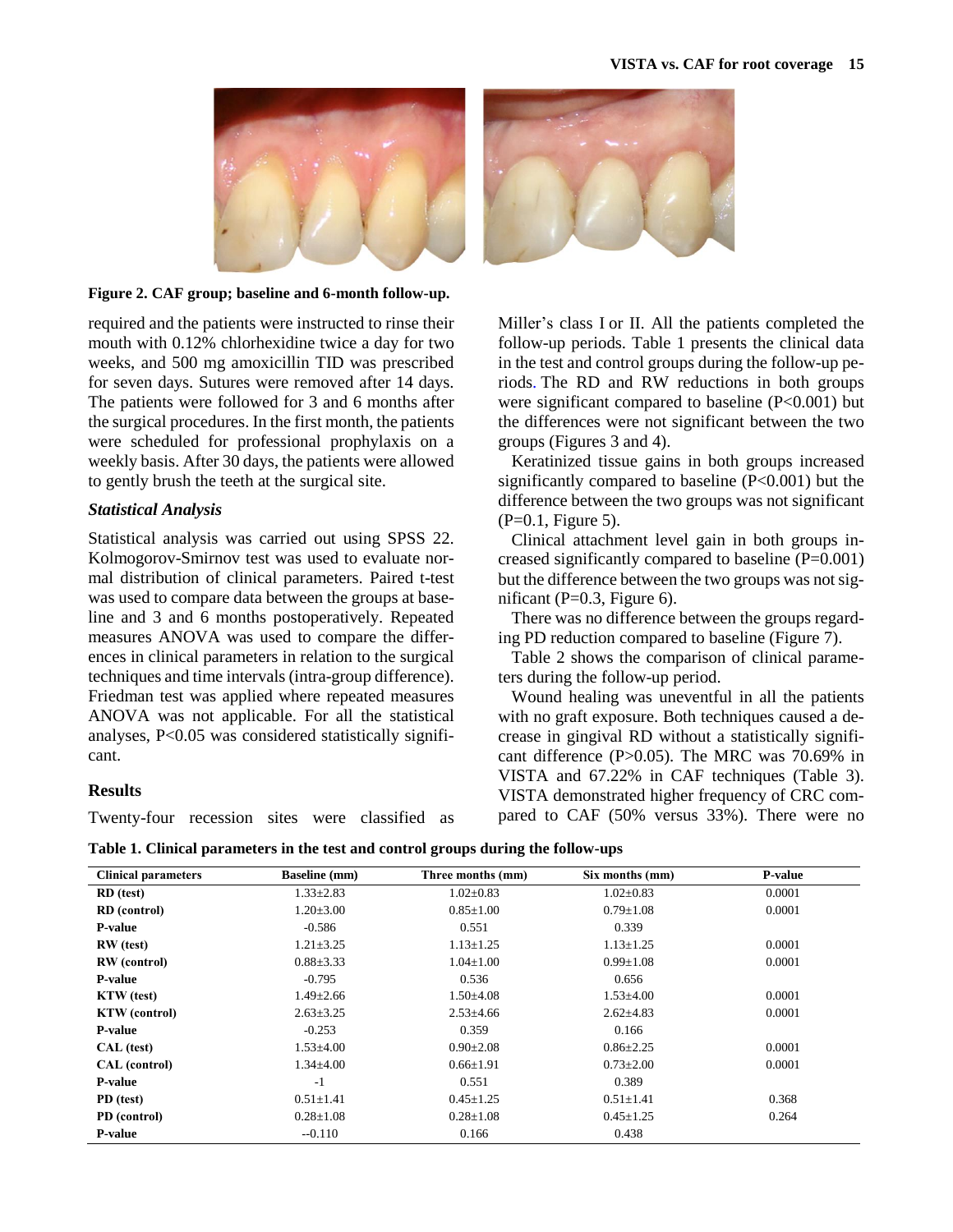Figure 2. CAF group; baseline and 6-month follow-up.

required and the patients were instructed to rinse their mouth with 0.12% chlorhexidine twice a day for two weeks, and 500 mg amoxicillin TID was prescribed for seven days. Sutures were removed after 14 days. The patients were followed for 3 and 6 months after the surgical procedures. In the first month, the patients were scheduled for professional prophylaxis on a weekly basis. After 30 days, the patients were allowed to gently brush the teeth at the surgical site.

### *Statistical Analysis*

Statistical analysis was carried out using SPSS 22. Kolmogorov-Smirnov test was used to evaluate normal distribution of clinical parameters. Paired t-test was used to compare data between the groups at baseline and 3 and 6 months postoperatively. Repeated measures ANOVA was used to compare the differences in clinical parameters in relation to the surgical techniques and time intervals (intra-group difference). Friedman test was applied where repeated measures ANOVA was not applicable. For all the statistical analyses, $P<0.05$ was considered statistically significant.

## Results

Twenty-four recession sites were classified as Miller's class I or II. All the patients completed the follow-up periods. Table 1 presents the clinical data in the test and control groups during the follow-up periods. The RD and RW reductions in both groups were significant compared to baseline ($P<0.001$) but the differences were not significant between the two groups (Figures 3 and 4).

Keratinized tissue gains in both groups increased significantly compared to baseline ($P<0.001$) but the difference between the two groups was not significant ($P=0.1$, Figure 5).

Clinical attachment level gain in both groups increased significantly compared to baseline ($P=0.001$) but the difference between the two groups was not significant ($P=0.3$, Figure 6).

There was no difference between the groups regarding PD reduction compared to baseline (Figure 7).

Table 2 shows the comparison of clinical parameters during the follow-up period.

Wound healing was uneventful in all the patients with no graft exposure. Both techniques caused a decrease in gingival RD without a statistically significant difference ($P>0.05$). The MRC was 70.69% in VISTA and 67.22% in CAF techniques (Table 3). VISTA demonstrated higher frequency of CRC compared to CAF (50% versus 33%). There were no

**Table 1. Clinical parameters in the test and control groups during the follow-ups**

| Clinical parameters | Baseline (mm) | Three months (mm) | Six months (mm) | P-value |
|---|---|---|---|---|
| **RD (test)** | 1.33±2.83 | 1.02±0.83 | 1.02±0.83 | 0.0001 |
| **RD (control)** | 1.20±3.00 | 0.85±1.00 | 0.79±1.08 | 0.0001 |
| **P-value** | -0.586 | 0.551 | 0.339 | |
| **RW (test)** | 1.21±3.25 | 1.13±1.25 | 1.13±1.25 | 0.0001 |
| **RW (control)** | 0.88±3.33 | 1.04±1.00 | 0.99±1.08 | 0.0001 |
| **P-value** | -0.795 | 0.536 | 0.656 | |
| **KTW (test)** | 1.49±2.66 | 1.50±4.08 | 1.53±4.00 | 0.0001 |
| **KTW (control)** | 2.63±3.25 | 2.53±4.66 | 2.62±4.83 | 0.0001 |
| **P-value** | -0.253 | 0.359 | 0.166 | |
| **CAL (test)** | 1.53±4.00 | 0.90±2.08 | 0.86±2.25 | 0.0001 |
| **CAL (control)** | 1.34±4.00 | 0.66±1.91 | 0.73±2.00 | 0.0001 |
| **P-value** | -1 | 0.551 | 0.389 | |
| **PD (test)** | 0.51±1.41 | 0.45±1.25 | 0.51±1.41 | 0.368 |
| **PD (control)** | 0.28±1.08 | 0.28±1.08 | 0.45±1.25 | 0.264 |
| **P-value** | --0.110 | 0.166 | 0.438 | |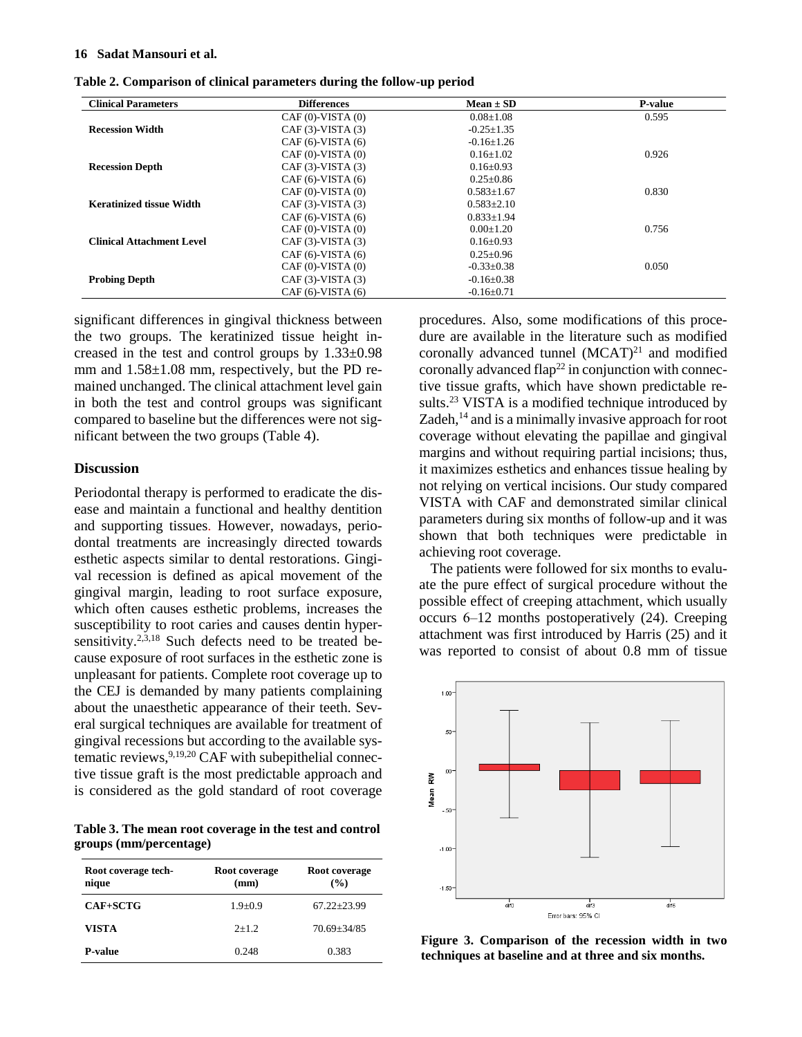**Table 2. Comparison of clinical parameters during the follow-up period**

| Clinical Parameters | Differences | Mean ± SD | P-value |
|---|---|---|---|
| | CAF (0)-VISTA (0) | 0.08±1.08 | 0.595 |
| **Recession Width** | CAF (3)-VISTA (3) | -0.25±1.35 | |
| | CAF (6)-VISTA (6) | -0.16±1.26 | |
| | CAF (0)-VISTA (0) | 0.16±1.02 | 0.926 |
| **Recession Depth** | CAF (3)-VISTA (3) | 0.16±0.93 | |
| | CAF (6)-VISTA (6) | 0.25±0.86 | |
| | CAF (0)-VISTA (0) | 0.583±1.67 | 0.830 |
| **Keratinized tissue Width** | CAF (3)-VISTA (3) | 0.583±2.10 | |
| | CAF (6)-VISTA (6) | 0.833±1.94 | |
| | CAF (0)-VISTA (0) | 0.00±1.20 | 0.756 |
| **Clinical Attachment Level** | CAF (3)-VISTA (3) | 0.16±0.93 | |
| | CAF (6)-VISTA (6) | 0.25±0.96 | |
| | CAF (0)-VISTA (0) | -0.33±0.38 | 0.050 |
| **Probing Depth** | CAF (3)-VISTA (3) | -0.16±0.38 | |
| | CAF (6)-VISTA (6) | -0.16±0.71 | |

significant differences in gingival thickness between the two groups. The keratinized tissue height increased in the test and control groups by 1.33±0.98 mm and 1.58±1.08 mm, respectively, but the PD remained unchanged. The clinical attachment level gain in both the test and control groups was significant compared to baseline but the differences were not significant between the two groups (Table 4).

## Discussion

Periodontal therapy is performed to eradicate the disease and maintain a functional and healthy dentition and supporting tissues. However, nowadays, periodontal treatments are increasingly directed towards esthetic aspects similar to dental restorations. Gingival recession is defined as apical movement of the gingival margin, leading to root surface exposure, which often causes esthetic problems, increases the susceptibility to root caries and causes dentin hypersensitivity.[2,3,18] Such defects need to be treated because exposure of root surfaces in the esthetic zone is unpleasant for patients. Complete root coverage up to the CEJ is demanded by many patients complaining about the unaesthetic appearance of their teeth. Several surgical techniques are available for treatment of gingival recessions but according to the available systematic reviews,[9,19,20] CAF with subepithelial connective tissue graft is the most predictable approach and is considered as the gold standard of root coverage procedures. Also, some modifications of this procedure are available in the literature such as modified coronally advanced tunnel (MCAT)[21] and modified coronally advanced flap[22] in conjunction with connective tissue grafts, which have shown predictable results.[23] VISTA is a modified technique introduced by Zadeh,[14] and is a minimally invasive approach for root coverage without elevating the papillae and gingival margins and without requiring partial incisions; thus, it maximizes esthetics and enhances tissue healing by not relying on vertical incisions. Our study compared VISTA with CAF and demonstrated similar clinical parameters during six months of follow-up and it was shown that both techniques were predictable in achieving root coverage.

The patients were followed for six months to evaluate the pure effect of surgical procedure without the possible effect of creeping attachment, which usually occurs 6–12 months postoperatively (24). Creeping attachment was first introduced by Harris (25) and it was reported to consist of about 0.8 mm of tissue

**Table 3. The mean root coverage in the test and control groups (mm/percentage)**

| Root coverage technique | Root coverage (mm) | Root coverage (%) |
|---|---|---|
| **CAF+SCTG** | 1.9±0.9 | 67.22±23.99 |
| **VISTA** | 2±1.2 | 70.69±34/85 |
| **P-value** | 0.248 | 0.383 |

**Figure 3. Comparison of the recession width in two techniques at baseline and at three and six months.**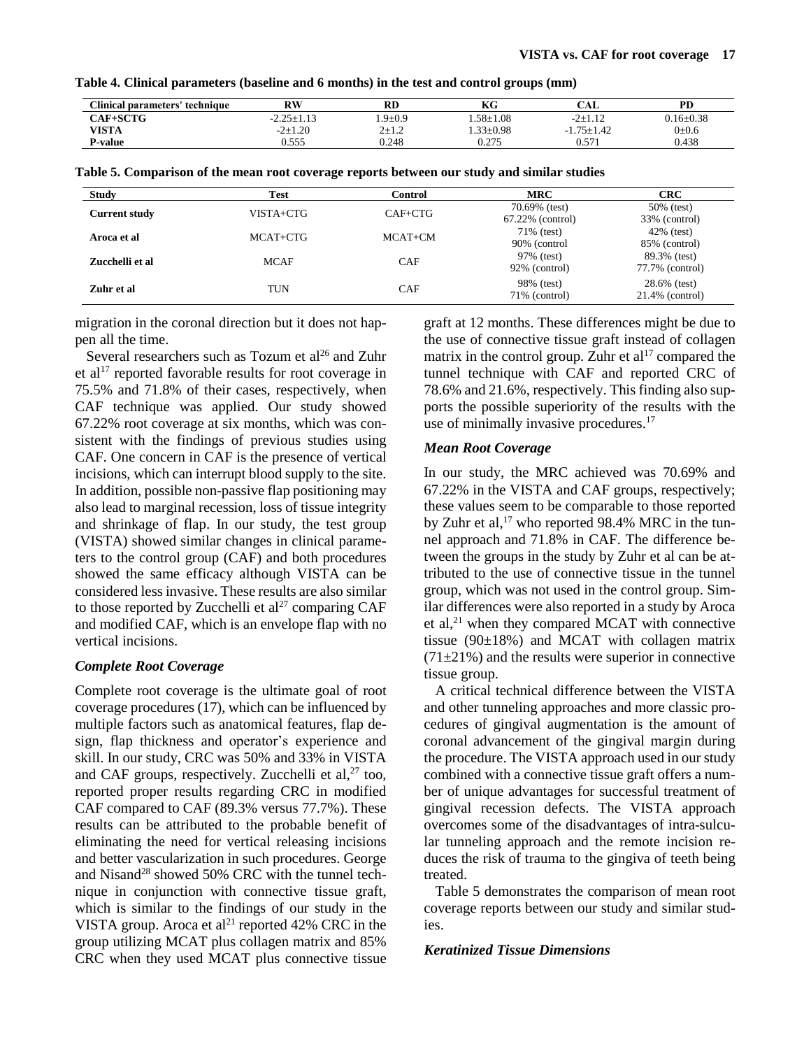**Table 4. Clinical parameters (baseline and 6 months) in the test and control groups (mm)**

| Clinical parameters' technique | RW | RD | KG | CAL | PD |
|---|---|---|---|---|---|
| **CAF+SCTG** | -2.25±1.13 | 1.9±0.9 | 1.58±1.08 | -2±1.12 | 0.16±0.38 |
| **VISTA** | -2±1.20 | 2±1.2 | 1.33±0.98 | -1.75±1.42 | 0±0.6 |
| **P-value** | 0.555 | 0.248 | 0.275 | 0.571 | 0.438 |

**Table 5. Comparison of the mean root coverage reports between our study and similar studies**

| Study | Test | Control | MRC | CRC |
|---|---|---|---|---|
| **Current study** | VISTA+CTG | CAF+CTG | 70.69% (test) 67.22% (control) | 50% (test) 33% (control) |
| **Aroca et al** | MCAT+CTG | MCAT+CM | 71% (test) 90% (control | 42% (test) 85% (control) |
| **Zucchelli et al** | MCAF | CAF | 97% (test) 92% (control) | 89.3% (test) 77.7% (control) |
| **Zuhr et al** | TUN | CAF | 98% (test) 71% (control) | 28.6% (test) 21.4% (control) |

migration in the coronal direction but it does not happen all the time.

Several researchers such as Tozum et al[26] and Zuhr et al[17] reported favorable results for root coverage in 75.5% and 71.8% of their cases, respectively, when CAF technique was applied. Our study showed 67.22% root coverage at six months, which was consistent with the findings of previous studies using CAF. One concern in CAF is the presence of vertical incisions, which can interrupt blood supply to the site. In addition, possible non-passive flap positioning may also lead to marginal recession, loss of tissue integrity and shrinkage of flap. In our study, the test group (VISTA) showed similar changes in clinical parameters to the control group (CAF) and both procedures showed the same efficacy although VISTA can be considered less invasive. These results are also similar to those reported by Zucchelli et al[27] comparing CAF and modified CAF, which is an envelope flap with no vertical incisions.

### *Complete Root Coverage*

Complete root coverage is the ultimate goal of root coverage procedures (17), which can be influenced by multiple factors such as anatomical features, flap design, flap thickness and operator's experience and skill. In our study, CRC was 50% and 33% in VISTA and CAF groups, respectively. Zucchelli et al,[27] too, reported proper results regarding CRC in modified CAF compared to CAF (89.3% versus 77.7%). These results can be attributed to the probable benefit of eliminating the need for vertical releasing incisions and better vascularization in such procedures. George and Nisand[28] showed 50% CRC with the tunnel technique in conjunction with connective tissue graft, which is similar to the findings of our study in the VISTA group. Aroca et al[21] reported 42% CRC in the group utilizing MCAT plus collagen matrix and 85% CRC when they used MCAT plus connective tissue graft at 12 months. These differences might be due to the use of connective tissue graft instead of collagen matrix in the control group. Zuhr et al[17] compared the tunnel technique with CAF and reported CRC of 78.6% and 21.6%, respectively. This finding also supports the possible superiority of the results with the use of minimally invasive procedures.[17]

### *Mean Root Coverage*

In our study, the MRC achieved was 70.69% and 67.22% in the VISTA and CAF groups, respectively; these values seem to be comparable to those reported by Zuhr et al,[17] who reported 98.4% MRC in the tunnel approach and 71.8% in CAF. The difference between the groups in the study by Zuhr et al can be attributed to the use of connective tissue in the tunnel group, which was not used in the control group. Similar differences were also reported in a study by Aroca et al,[21] when they compared MCAT with connective tissue (90±18%) and MCAT with collagen matrix (71±21%) and the results were superior in connective tissue group.

A critical technical difference between the VISTA and other tunneling approaches and more classic procedures of gingival augmentation is the amount of coronal advancement of the gingival margin during the procedure. The VISTA approach used in our study combined with a connective tissue graft offers a number of unique advantages for successful treatment of gingival recession defects. The VISTA approach overcomes some of the disadvantages of intra-sulcular tunneling approach and the remote incision reduces the risk of trauma to the gingiva of teeth being treated.

Table 5 demonstrates the comparison of mean root coverage reports between our study and similar studies.

### *Keratinized Tissue Dimensions*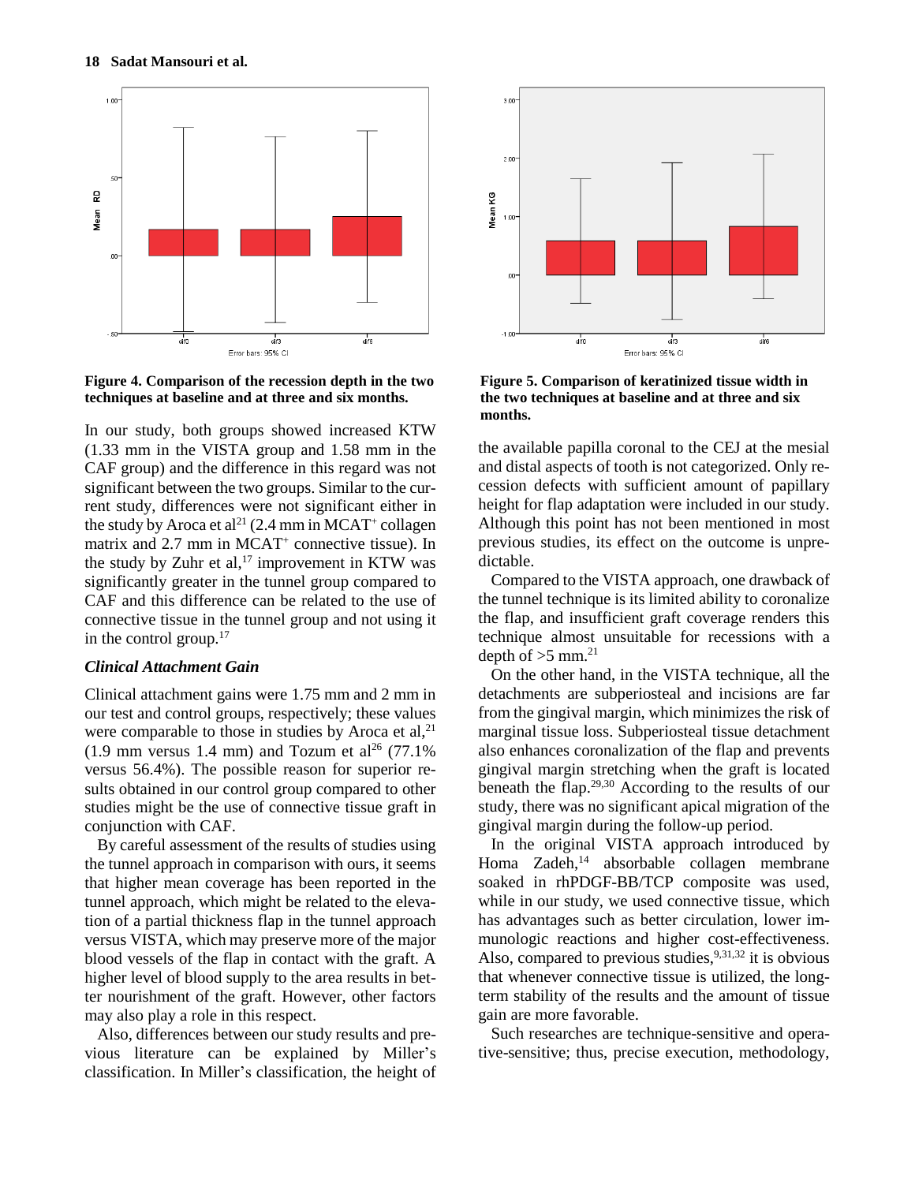**Figure 4. Comparison of the recession depth in the two techniques at baseline and at three and six months.**

**Figure 5. Comparison of keratinized tissue width in the two techniques at baseline and at three and six months.**

In our study, both groups showed increased KTW (1.33 mm in the VISTA group and 1.58 mm in the CAF group) and the difference in this regard was not significant between the two groups. Similar to the current study, differences were not significant either in the study by Aroca et al[21] (2.4 mm in MCAT$^+$ collagen matrix and 2.7 mm in MCAT$^+$ connective tissue). In the study by Zuhr et al,[17] improvement in KTW was significantly greater in the tunnel group compared to CAF and this difference can be related to the use of connective tissue in the tunnel group and not using it in the control group.[17]

### *Clinical Attachment Gain*

Clinical attachment gains were 1.75 mm and 2 mm in our test and control groups, respectively; these values were comparable to those in studies by Aroca et al,[21] (1.9 mm versus 1.4 mm) and Tozum et al[26] (77.1% versus 56.4%). The possible reason for superior results obtained in our control group compared to other studies might be the use of connective tissue graft in conjunction with CAF.

By careful assessment of the results of studies using the tunnel approach in comparison with ours, it seems that higher mean coverage has been reported in the tunnel approach, which might be related to the elevation of a partial thickness flap in the tunnel approach versus VISTA, which may preserve more of the major blood vessels of the flap in contact with the graft. A higher level of blood supply to the area results in better nourishment of the graft. However, other factors may also play a role in this respect.

Also, differences between our study results and previous literature can be explained by Miller's classification. In Miller's classification, the height of the available papilla coronal to the CEJ at the mesial and distal aspects of tooth is not categorized. Only recession defects with sufficient amount of papillary height for flap adaptation were included in our study. Although this point has not been mentioned in most previous studies, its effect on the outcome is unpredictable.

Compared to the VISTA approach, one drawback of the tunnel technique is its limited ability to coronalize the flap, and insufficient graft coverage renders this technique almost unsuitable for recessions with a depth of >5 mm.[21]

On the other hand, in the VISTA technique, all the detachments are subperiosteal and incisions are far from the gingival margin, which minimizes the risk of marginal tissue loss. Subperiosteal tissue detachment also enhances coronalization of the flap and prevents gingival margin stretching when the graft is located beneath the flap.[29,30] According to the results of our study, there was no significant apical migration of the gingival margin during the follow-up period.

In the original VISTA approach introduced by Homa Zadeh,[14] absorbable collagen membrane soaked in rhPDGF-BB/TCP composite was used, while in our study, we used connective tissue, which has advantages such as better circulation, lower immunologic reactions and higher cost-effectiveness. Also, compared to previous studies,[9,31,32] it is obvious that whenever connective tissue is utilized, the long-term stability of the results and the amount of tissue gain are more favorable.

Such researches are technique-sensitive and operative-sensitive; thus, precise execution, methodology,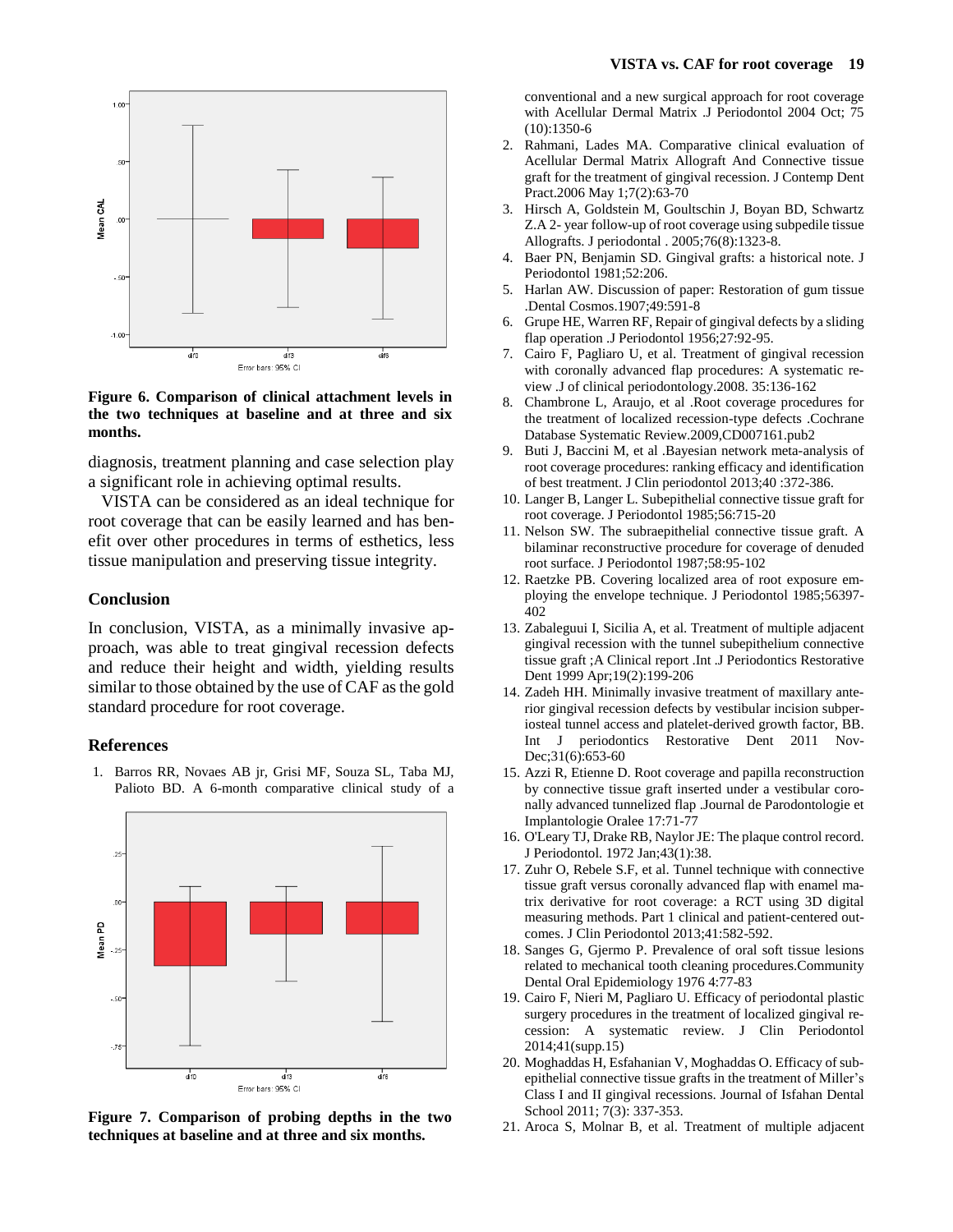**Figure 6. Comparison of clinical attachment levels in the two techniques at baseline and at three and six months.**

diagnosis, treatment planning and case selection play a significant role in achieving optimal results.

VISTA can be considered as an ideal technique for root coverage that can be easily learned and has benefit over other procedures in terms of esthetics, less tissue manipulation and preserving tissue integrity.

## Conclusion

In conclusion, VISTA, as a minimally invasive approach, was able to treat gingival recession defects and reduce their height and width, yielding results similar to those obtained by the use of CAF as the gold standard procedure for root coverage.

## References

1. Barros RR, Novaes AB jr, Grisi MF, Souza SL, Taba MJ, Palioto BD. A 6-month comparative clinical study of a conventional and a new surgical approach for root coverage with Acellular Dermal Matrix .J Periodontol 2004 Oct; 75 (10):1350-6
2. Rahmani, Lades MA. Comparative clinical evaluation of Acellular Dermal Matrix Allograft And Connective tissue graft for the treatment of gingival recession. J Contemp Dent Pract.2006 May 1;7(2):63-70
3. Hirsch A, Goldstein M, Goultschin J, Boyan BD, Schwartz Z.A 2- year follow-up of root coverage using subpedile tissue Allografts. J periodontal . 2005;76(8):1323-8.
4. Baer PN, Benjamin SD. Gingival grafts: a historical note. J Periodontol 1981;52:206.
5. Harlan AW. Discussion of paper: Restoration of gum tissue .Dental Cosmos.1907;49:591-8
6. Grupe HE, Warren RF, Repair of gingival defects by a sliding flap operation .J Periodontol 1956;27:92-95.
7. Cairo F, Pagliaro U, et al. Treatment of gingival recession with coronally advanced flap procedures: A systematic review .J of clinical periodontology.2008. 35:136-162
8. Chambrone L, Araujo, et al .Root coverage procedures for the treatment of localized recession-type defects .Cochrane Database Systematic Review.2009,CD007161.pub2
9. Buti J, Baccini M, et al .Bayesian network meta-analysis of root coverage procedures: ranking efficacy and identification of best treatment. J Clin periodontol 2013;40 :372-386.
10. Langer B, Langer L. Subepithelial connective tissue graft for root coverage. J Periodontol 1985;56:715-20
11. Nelson SW. The subraepithelial connective tissue graft. A bilaminar reconstructive procedure for coverage of denuded root surface. J Periodontol 1987;58:95-102
12. Raetzke PB. Covering localized area of root exposure employing the envelope technique. J Periodontol 1985;56397-402
13. Zabaleguui I, Sicilia A, et al. Treatment of multiple adjacent gingival recession with the tunnel subepithelium connective tissue graft ;A Clinical report .Int .J Periodontics Restorative Dent 1999 Apr;19(2):199-206
14. Zadeh HH. Minimally invasive treatment of maxillary anterior gingival recession defects by vestibular incision subperiosteal tunnel access and platelet-derived growth factor, BB. Int J periodontics Restorative Dent 2011 Nov-Dec;31(6):653-60
15. Azzi R, Etienne D. Root coverage and papilla reconstruction by connective tissue graft inserted under a vestibular coronally advanced tunnelized flap .Journal de Parodontologie et Implantologie Oralee 17:71-77
16. O'Leary TJ, Drake RB, Naylor JE: The plaque control record. J Periodontol. 1972 Jan;43(1):38.
17. Zuhr O, Rebele S.F, et al. Tunnel technique with connective tissue graft versus coronally advanced flap with enamel matrix derivative for root coverage: a RCT using 3D digital measuring methods. Part 1 clinical and patient-centered outcomes. J Clin Periodontol 2013;41:582-592.
18. Sanges G, Gjermo P. Prevalence of oral soft tissue lesions related to mechanical tooth cleaning procedures.Community Dental Oral Epidemiology 1976 4:77-83
19. Cairo F, Nieri M, Pagliaro U. Efficacy of periodontal plastic surgery procedures in the treatment of localized gingival recession: A systematic review. J Clin Periodontol 2014;41(supp.15)
20. Moghaddas H, Esfahanian V, Moghaddas O. Efficacy of subepithelial connective tissue grafts in the treatment of Miller's Class I and II gingival recessions. Journal of Isfahan Dental School 2011; 7(3): 337-353.
21. Aroca S, Molnar B, et al. Treatment of multiple adjacent

**Figure 7. Comparison of probing depths in the two techniques at baseline and at three and six months.**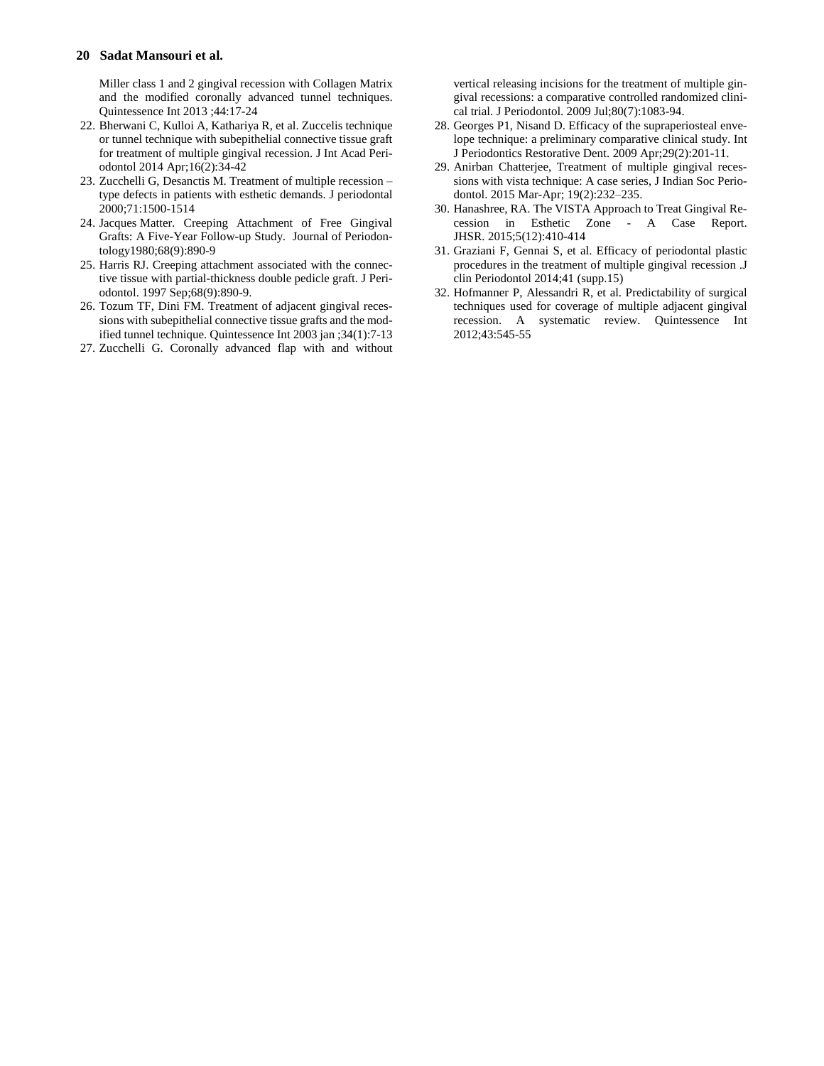Miller class 1 and 2 gingival recession with Collagen Matrix and the modified coronally advanced tunnel techniques. Quintessence Int 2013 ;44:17-24

22. Bherwani C, Kulloi A, Kathariya R, et al. Zuccelis technique or tunnel technique with subepithelial connective tissue graft for treatment of multiple gingival recession. J Int Acad Periodontol 2014 Apr;16(2):34-42
23. Zucchelli G, Desanctis M. Treatment of multiple recession – type defects in patients with esthetic demands. J periodontal 2000;71:1500-1514
24. Jacques Matter. Creeping Attachment of Free Gingival Grafts: A Five-Year Follow-up Study. Journal of Periodontology1980;68(9):890-9
25. Harris RJ. Creeping attachment associated with the connective tissue with partial-thickness double pedicle graft. J Periodontol. 1997 Sep;68(9):890-9.
26. Tozum TF, Dini FM. Treatment of adjacent gingival recessions with subepithelial connective tissue grafts and the modified tunnel technique. Quintessence Int 2003 jan ;34(1):7-13
27. Zucchelli G. Coronally advanced flap with and without vertical releasing incisions for the treatment of multiple gingival recessions: a comparative controlled randomized clinical trial. J Periodontol. 2009 Jul;80(7):1083-94.
28. Georges P1, Nisand D. Efficacy of the supraperiosteal envelope technique: a preliminary comparative clinical study. Int J Periodontics Restorative Dent. 2009 Apr;29(2):201-11.
29. Anirban Chatterjee, Treatment of multiple gingival recessions with vista technique: A case series, J Indian Soc Periodontol. 2015 Mar-Apr; 19(2):232–235.
30. Hanashree, RA. The VISTA Approach to Treat Gingival Recession in Esthetic Zone - A Case Report. JHSR. 2015;5(12):410-414
31. Graziani F, Gennai S, et al. Efficacy of periodontal plastic procedures in the treatment of multiple gingival recession .J clin Periodontol 2014;41 (supp.15)
32. Hofmanner P, Alessandri R, et al. Predictability of surgical techniques used for coverage of multiple adjacent gingival recession. A systematic review. Quintessence Int 2012;43:545-55